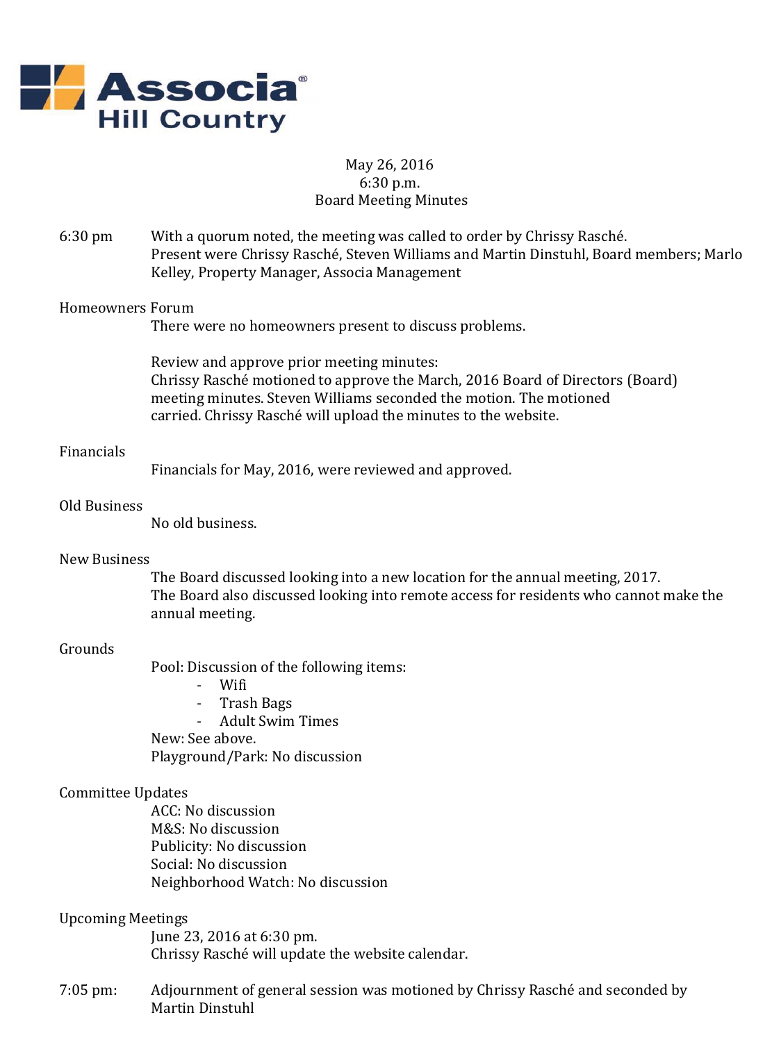Associa®
Hill Country

May 26, 2016
6:30 p.m.
Board Meeting Minutes

6:30 pm With a quorum noted, the meeting was called to order by Chrissy Rasché. Present were Chrissy Rasché, Steven Williams and Martin Dinstuhl, Board members; Marlo Kelley, Property Manager, Associa Management

**Homeowners Forum**

There were no homeowners present to discuss problems.

Review and approve prior meeting minutes:
Chrissy Rasché motioned to approve the March, 2016 Board of Directors (Board) meeting minutes. Steven Williams seconded the motion. The motioned carried. Chrissy Rasché will upload the minutes to the website.

**Financials**

Financials for May, 2016, were reviewed and approved.

**Old Business**

No old business.

**New Business**

The Board discussed looking into a new location for the annual meeting, 2017. The Board also discussed looking into remote access for residents who cannot make the annual meeting.

**Grounds**

Pool: Discussion of the following items:

- Wifi
- Trash Bags
- Adult Swim Times

New: See above.
Playground/Park: No discussion

**Committee Updates**

ACC: No discussion
M&S: No discussion
Publicity: No discussion
Social: No discussion
Neighborhood Watch: No discussion

**Upcoming Meetings**

June 23, 2016 at 6:30 pm.
Chrissy Rasché will update the website calendar.

7:05 pm: Adjournment of general session was motioned by Chrissy Rasché and seconded by Martin Dinstuhl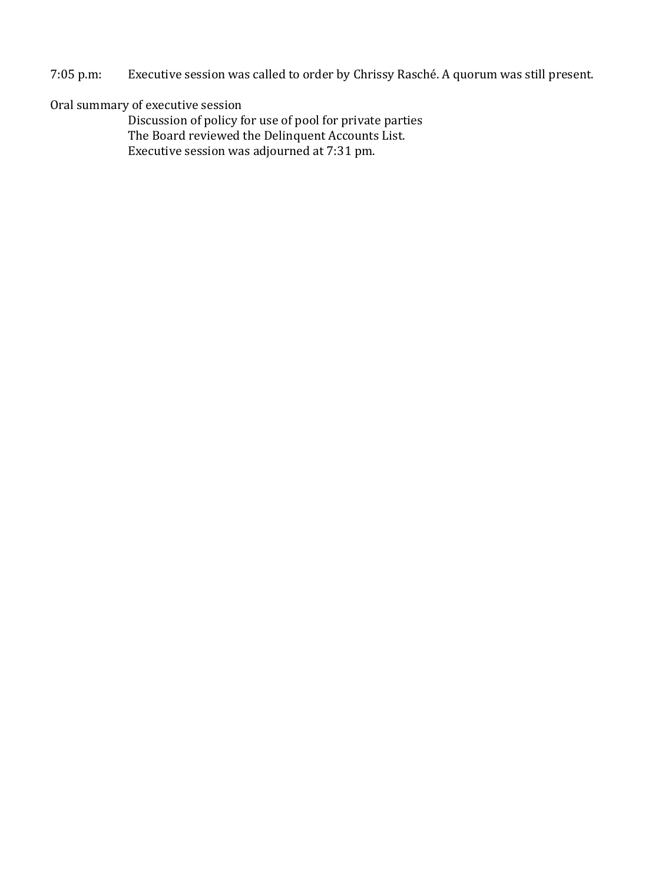7:05 p.m: Executive session was called to order by Chrissy Rasché. A quorum was still present.

Oral summary of executive session

Discussion of policy for use of pool for private parties

The Board reviewed the Delinquent Accounts List.

Executive session was adjourned at 7:31 pm.